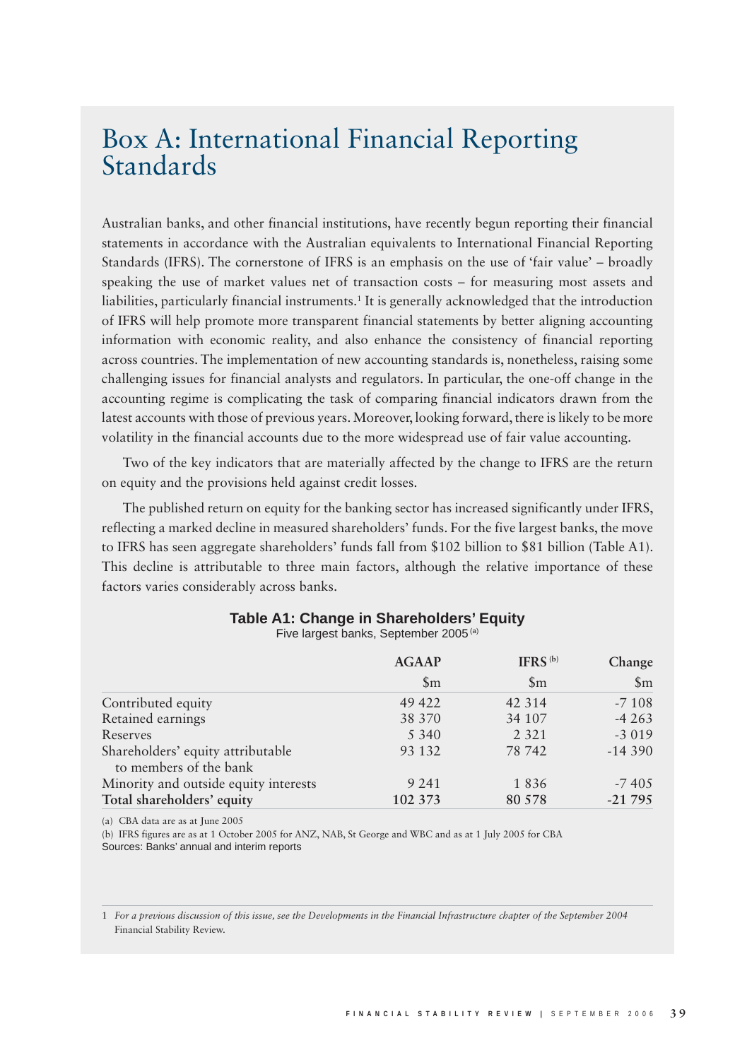# Box A: International Financial Reporting Standards

Australian banks, and other financial institutions, have recently begun reporting their financial statements in accordance with the Australian equivalents to International Financial Reporting Standards (IFRS). The cornerstone of IFRS is an emphasis on the use of 'fair value' – broadly speaking the use of market values net of transaction costs – for measuring most assets and liabilities, particularly financial instruments.[1] It is generally acknowledged that the introduction of IFRS will help promote more transparent financial statements by better aligning accounting information with economic reality, and also enhance the consistency of financial reporting across countries. The implementation of new accounting standards is, nonetheless, raising some challenging issues for financial analysts and regulators. In particular, the one-off change in the accounting regime is complicating the task of comparing financial indicators drawn from the latest accounts with those of previous years. Moreover, looking forward, there is likely to be more volatility in the financial accounts due to the more widespread use of fair value accounting.

Two of the key indicators that are materially affected by the change to IFRS are the return on equity and the provisions held against credit losses.

The published return on equity for the banking sector has increased significantly under IFRS, reflecting a marked decline in measured shareholders' funds. For the five largest banks, the move to IFRS has seen aggregate shareholders' funds fall from \$102 billion to \$81 billion (Table A1). This decline is attributable to three main factors, although the relative importance of these factors varies considerably across banks.

**Table A1: Change in Shareholders' Equity**

Five largest banks, September 2005 [(a)]

| | AGAAP | IFRS [(b)] | Change |
|---|---|---|---|
| | \$m | \$m | \$m |
| Contributed equity | 49 422 | 42 314 | -7 108 |
| Retained earnings | 38 370 | 34 107 | -4 263 |
| Reserves | 5 340 | 2 321 | -3 019 |
| Shareholders' equity attributable to members of the bank | 93 132 | 78 742 | -14 390 |
| Minority and outside equity interests | 9 241 | 1 836 | -7 405 |
| **Total shareholders' equity** | **102 373** | **80 578** | **-21 795** |

(a) CBA data are as at June 2005

(b) IFRS figures are as at 1 October 2005 for ANZ, NAB, St George and WBC and as at 1 July 2005 for CBA

Sources: Banks' annual and interim reports

1 *For a previous discussion of this issue, see the Developments in the Financial Infrastructure chapter of the September 2004* Financial Stability Review.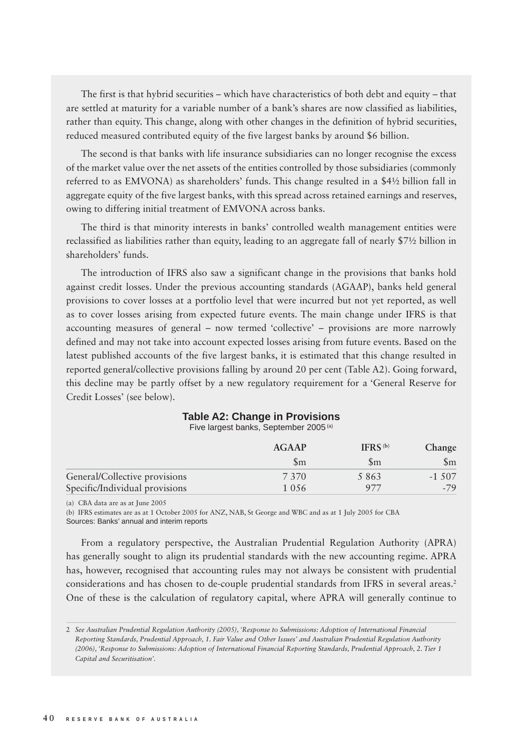The first is that hybrid securities – which have characteristics of both debt and equity – that are settled at maturity for a variable number of a bank's shares are now classified as liabilities, rather than equity. This change, along with other changes in the definition of hybrid securities, reduced measured contributed equity of the five largest banks by around $6 billion.

The second is that banks with life insurance subsidiaries can no longer recognise the excess of the market value over the net assets of the entities controlled by those subsidiaries (commonly referred to as EMVONA) as shareholders' funds. This change resulted in a $4½ billion fall in aggregate equity of the five largest banks, with this spread across retained earnings and reserves, owing to differing initial treatment of EMVONA across banks.

The third is that minority interests in banks' controlled wealth management entities were reclassified as liabilities rather than equity, leading to an aggregate fall of nearly $7½ billion in shareholders' funds.

The introduction of IFRS also saw a significant change in the provisions that banks hold against credit losses. Under the previous accounting standards (AGAAP), banks held general provisions to cover losses at a portfolio level that were incurred but not yet reported, as well as to cover losses arising from expected future events. The main change under IFRS is that accounting measures of general – now termed 'collective' – provisions are more narrowly defined and may not take into account expected losses arising from future events. Based on the latest published accounts of the five largest banks, it is estimated that this change resulted in reported general/collective provisions falling by around 20 per cent (Table A2). Going forward, this decline may be partly offset by a new regulatory requirement for a 'General Reserve for Credit Losses' (see below).

**Table A2: Change in Provisions**

Five largest banks, September 2005 (a)

| | AGAAP | IFRS (b) | Change |
|---|---|---|---|
| | $m | $m | $m |
| General/Collective provisions | 7 370 | 5 863 | -1 507 |
| Specific/Individual provisions | 1 056 | 977 | -79 |

(a) CBA data are as at June 2005

(b) IFRS estimates are as at 1 October 2005 for ANZ, NAB, St George and WBC and as at 1 July 2005 for CBA

Sources: Banks' annual and interim reports

From a regulatory perspective, the Australian Prudential Regulation Authority (APRA) has generally sought to align its prudential standards with the new accounting regime. APRA has, however, recognised that accounting rules may not always be consistent with prudential considerations and has chosen to de-couple prudential standards from IFRS in several areas.[2] One of these is the calculation of regulatory capital, where APRA will generally continue to

2 *See Australian Prudential Regulation Authority (2005), 'Response to Submissions: Adoption of International Financial Reporting Standards, Prudential Approach, 1. Fair Value and Other Issues' and Australian Prudential Regulation Authority (2006), 'Response to Submissions: Adoption of International Financial Reporting Standards, Prudential Approach, 2. Tier 1 Capital and Securitisation'.*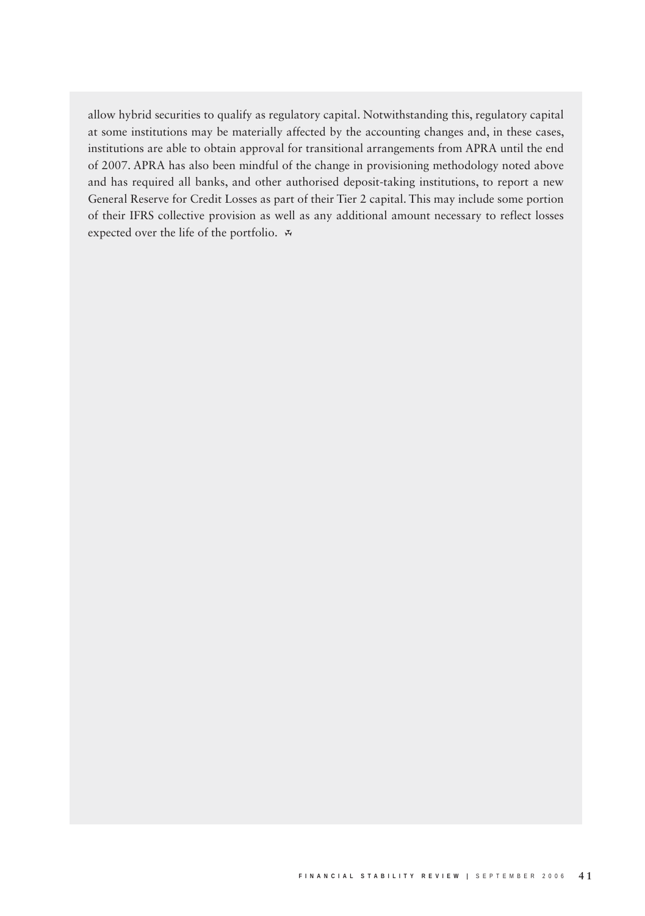allow hybrid securities to qualify as regulatory capital. Notwithstanding this, regulatory capital at some institutions may be materially affected by the accounting changes and, in these cases, institutions are able to obtain approval for transitional arrangements from APRA until the end of 2007. APRA has also been mindful of the change in provisioning methodology noted above and has required all banks, and other authorised deposit-taking institutions, to report a new General Reserve for Credit Losses as part of their Tier 2 capital. This may include some portion of their IFRS collective provision as well as any additional amount necessary to reflect losses expected over the life of the portfolio.